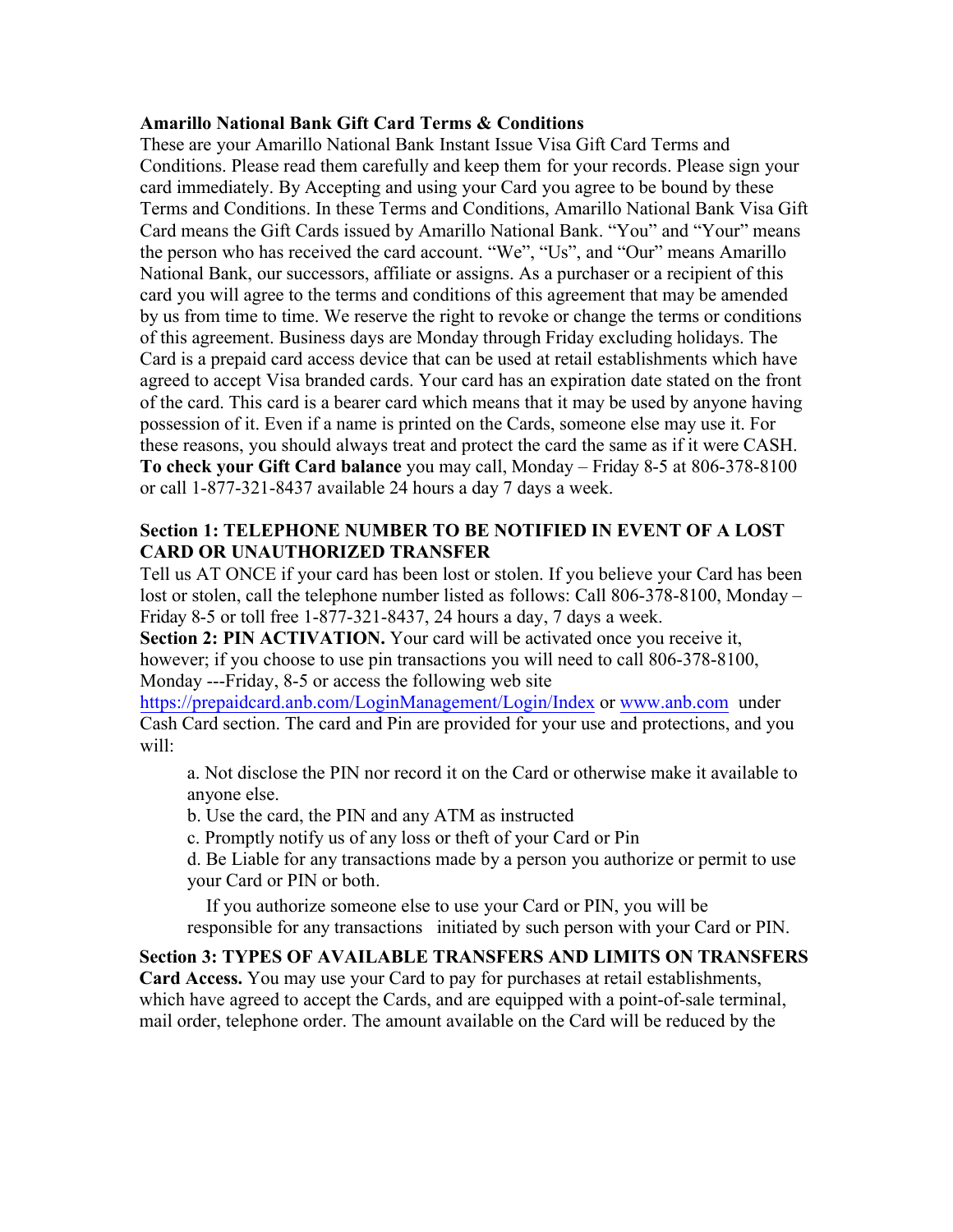**Amarillo National Bank Gift Card Terms & Conditions**

These are your Amarillo National Bank Instant Issue Visa Gift Card Terms and Conditions. Please read them carefully and keep them for your records. Please sign your card immediately. By Accepting and using your Card you agree to be bound by these Terms and Conditions. In these Terms and Conditions, Amarillo National Bank Visa Gift Card means the Gift Cards issued by Amarillo National Bank. "You" and "Your" means the person who has received the card account. "We", "Us", and "Our" means Amarillo National Bank, our successors, affiliate or assigns. As a purchaser or a recipient of this card you will agree to the terms and conditions of this agreement that may be amended by us from time to time. We reserve the right to revoke or change the terms or conditions of this agreement. Business days are Monday through Friday excluding holidays. The Card is a prepaid card access device that can be used at retail establishments which have agreed to accept Visa branded cards. Your card has an expiration date stated on the front of the card. This card is a bearer card which means that it may be used by anyone having possession of it. Even if a name is printed on the Cards, someone else may use it. For these reasons, you should always treat and protect the card the same as if it were CASH. **To check your Gift Card balance** you may call, Monday – Friday 8-5 at 806-378-8100 or call 1-877-321-8437 available 24 hours a day 7 days a week.

**Section 1: TELEPHONE NUMBER TO BE NOTIFIED IN EVENT OF A LOST CARD OR UNAUTHORIZED TRANSFER**

Tell us AT ONCE if your card has been lost or stolen. If you believe your Card has been lost or stolen, call the telephone number listed as follows: Call 806-378-8100, Monday – Friday 8-5 or toll free 1-877-321-8437, 24 hours a day, 7 days a week.

**Section 2: PIN ACTIVATION.** Your card will be activated once you receive it, however; if you choose to use pin transactions you will need to call 806-378-8100, Monday ---Friday, 8-5 or access the following web site https://prepaidcard.anb.com/LoginManagement/Login/Index or www.anb.com under Cash Card section. The card and Pin are provided for your use and protections, and you will:

a. Not disclose the PIN nor record it on the Card or otherwise make it available to anyone else.

b. Use the card, the PIN and any ATM as instructed

c. Promptly notify us of any loss or theft of your Card or Pin

d. Be Liable for any transactions made by a person you authorize or permit to use your Card or PIN or both.

If you authorize someone else to use your Card or PIN, you will be responsible for any transactions initiated by such person with your Card or PIN.

**Section 3: TYPES OF AVAILABLE TRANSFERS AND LIMITS ON TRANSFERS**

**Card Access.** You may use your Card to pay for purchases at retail establishments, which have agreed to accept the Cards, and are equipped with a point-of-sale terminal, mail order, telephone order. The amount available on the Card will be reduced by the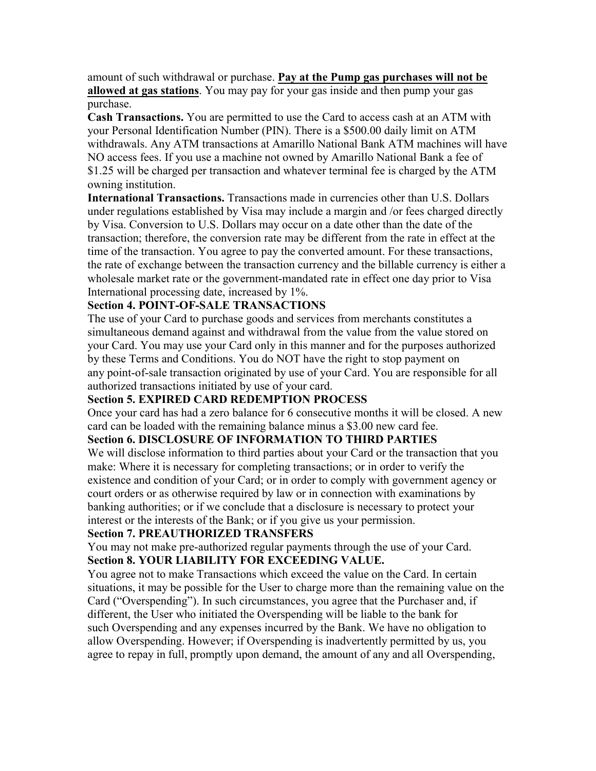amount of such withdrawal or purchase. **<u>Pay at the Pump gas purchases will not be allowed at gas stations</u>**. You may pay for your gas inside and then pump your gas purchase.

**Cash Transactions.** You are permitted to use the Card to access cash at an ATM with your Personal Identification Number (PIN). There is a $500.00 daily limit on ATM withdrawals. Any ATM transactions at Amarillo National Bank ATM machines will have NO access fees. If you use a machine not owned by Amarillo National Bank a fee of $1.25 will be charged per transaction and whatever terminal fee is charged by the ATM owning institution.

**International Transactions.** Transactions made in currencies other than U.S. Dollars under regulations established by Visa may include a margin and /or fees charged directly by Visa. Conversion to U.S. Dollars may occur on a date other than the date of the transaction; therefore, the conversion rate may be different from the rate in effect at the time of the transaction. You agree to pay the converted amount. For these transactions, the rate of exchange between the transaction currency and the billable currency is either a wholesale market rate or the government-mandated rate in effect one day prior to Visa International processing date, increased by 1%.

**Section 4. POINT-OF-SALE TRANSACTIONS**

The use of your Card to purchase goods and services from merchants constitutes a simultaneous demand against and withdrawal from the value from the value stored on your Card. You may use your Card only in this manner and for the purposes authorized by these Terms and Conditions. You do NOT have the right to stop payment on any point-of-sale transaction originated by use of your Card. You are responsible for all authorized transactions initiated by use of your card.

**Section 5. EXPIRED CARD REDEMPTION PROCESS**

Once your card has had a zero balance for 6 consecutive months it will be closed. A new card can be loaded with the remaining balance minus a $3.00 new card fee.

**Section 6. DISCLOSURE OF INFORMATION TO THIRD PARTIES**

We will disclose information to third parties about your Card or the transaction that you make: Where it is necessary for completing transactions; or in order to verify the existence and condition of your Card; or in order to comply with government agency or court orders or as otherwise required by law or in connection with examinations by banking authorities; or if we conclude that a disclosure is necessary to protect your interest or the interests of the Bank; or if you give us your permission.

**Section 7. PREAUTHORIZED TRANSFERS**

You may not make pre-authorized regular payments through the use of your Card.

**Section 8. YOUR LIABILITY FOR EXCEEDING VALUE.**

You agree not to make Transactions which exceed the value on the Card. In certain situations, it may be possible for the User to charge more than the remaining value on the Card ("Overspending"). In such circumstances, you agree that the Purchaser and, if different, the User who initiated the Overspending will be liable to the bank for such Overspending and any expenses incurred by the Bank. We have no obligation to allow Overspending. However; if Overspending is inadvertently permitted by us, you agree to repay in full, promptly upon demand, the amount of any and all Overspending,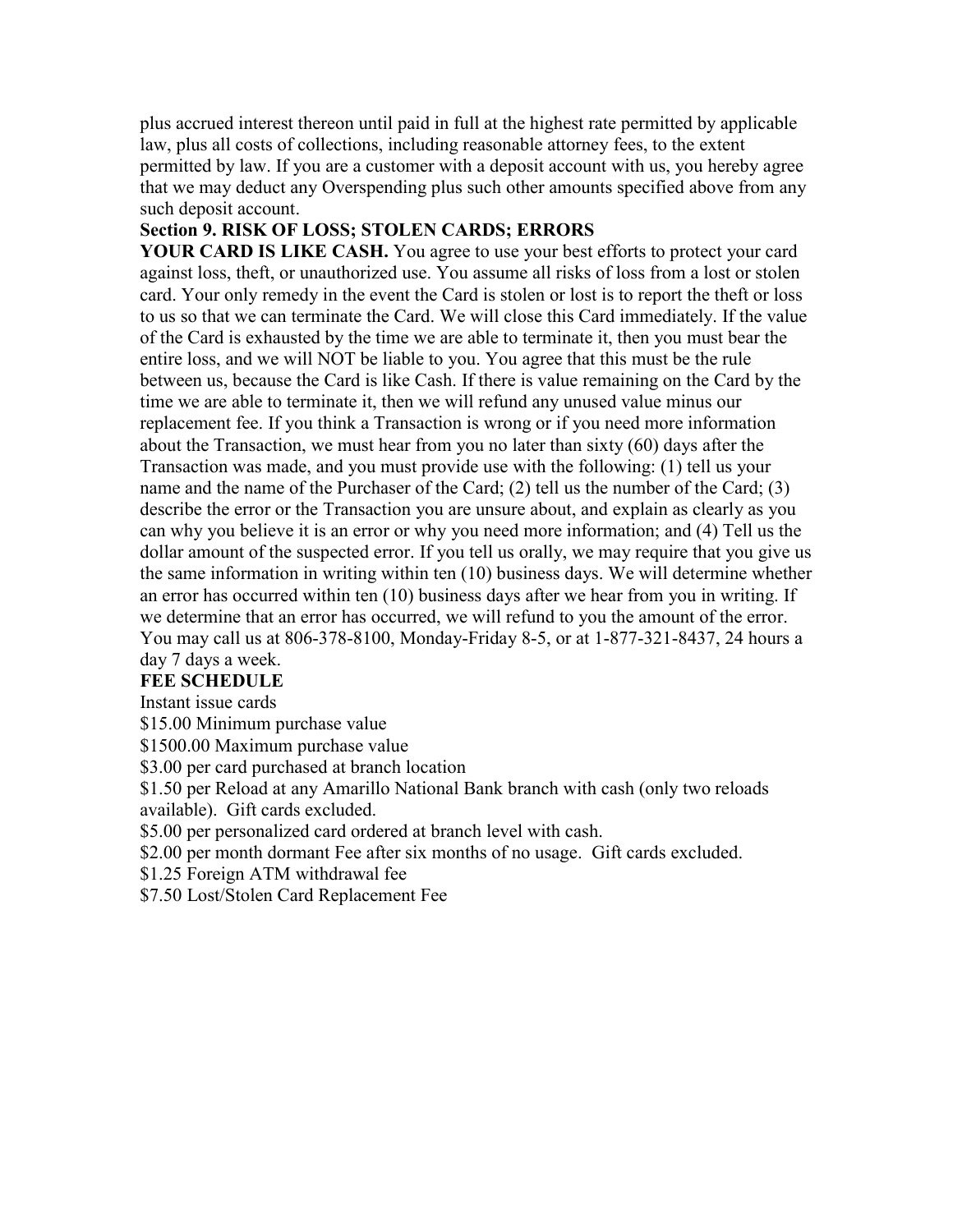plus accrued interest thereon until paid in full at the highest rate permitted by applicable law, plus all costs of collections, including reasonable attorney fees, to the extent permitted by law. If you are a customer with a deposit account with us, you hereby agree that we may deduct any Overspending plus such other amounts specified above from any such deposit account.

**Section 9. RISK OF LOSS; STOLEN CARDS; ERRORS**

**YOUR CARD IS LIKE CASH.** You agree to use your best efforts to protect your card against loss, theft, or unauthorized use. You assume all risks of loss from a lost or stolen card. Your only remedy in the event the Card is stolen or lost is to report the theft or loss to us so that we can terminate the Card. We will close this Card immediately. If the value of the Card is exhausted by the time we are able to terminate it, then you must bear the entire loss, and we will NOT be liable to you. You agree that this must be the rule between us, because the Card is like Cash. If there is value remaining on the Card by the time we are able to terminate it, then we will refund any unused value minus our replacement fee. If you think a Transaction is wrong or if you need more information about the Transaction, we must hear from you no later than sixty (60) days after the Transaction was made, and you must provide use with the following: (1) tell us your name and the name of the Purchaser of the Card; (2) tell us the number of the Card; (3) describe the error or the Transaction you are unsure about, and explain as clearly as you can why you believe it is an error or why you need more information; and (4) Tell us the dollar amount of the suspected error. If you tell us orally, we may require that you give us the same information in writing within ten (10) business days. We will determine whether an error has occurred within ten (10) business days after we hear from you in writing. If we determine that an error has occurred, we will refund to you the amount of the error. You may call us at 806-378-8100, Monday-Friday 8-5, or at 1-877-321-8437, 24 hours a day 7 days a week.

**FEE SCHEDULE**

Instant issue cards

$15.00 Minimum purchase value

$1500.00 Maximum purchase value

$3.00 per card purchased at branch location

$1.50 per Reload at any Amarillo National Bank branch with cash (only two reloads available). Gift cards excluded.

$5.00 per personalized card ordered at branch level with cash.

$2.00 per month dormant Fee after six months of no usage. Gift cards excluded.

$1.25 Foreign ATM withdrawal fee

$7.50 Lost/Stolen Card Replacement Fee